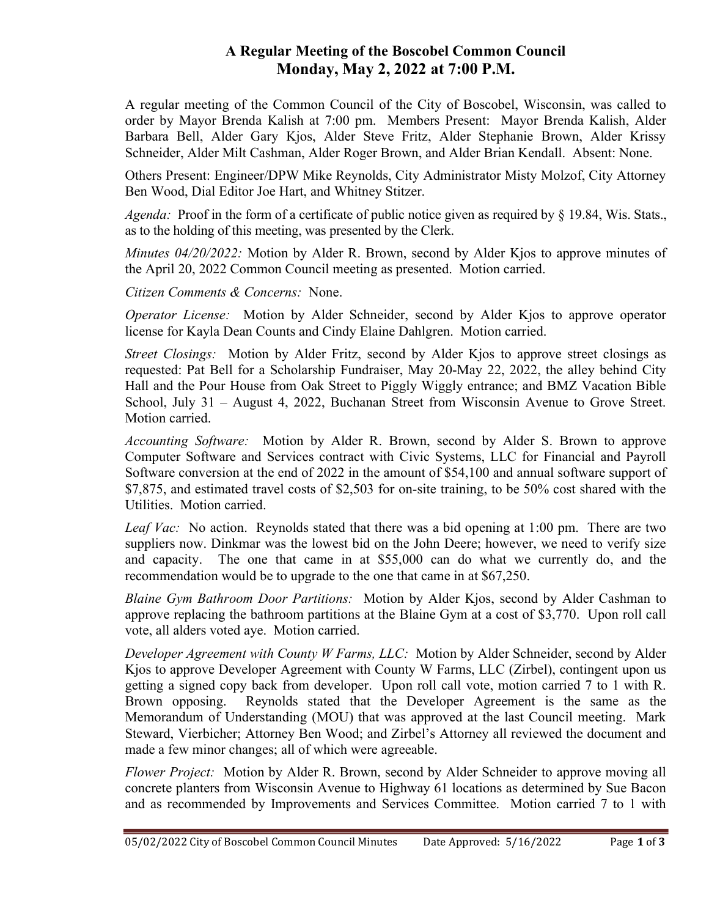# A Regular Meeting of the Boscobel Common Council
## Monday, May 2, 2022 at 7:00 P.M.

A regular meeting of the Common Council of the City of Boscobel, Wisconsin, was called to order by Mayor Brenda Kalish at 7:00 pm. Members Present: Mayor Brenda Kalish, Alder Barbara Bell, Alder Gary Kjos, Alder Steve Fritz, Alder Stephanie Brown, Alder Krissy Schneider, Alder Milt Cashman, Alder Roger Brown, and Alder Brian Kendall. Absent: None.

Others Present: Engineer/DPW Mike Reynolds, City Administrator Misty Molzof, City Attorney Ben Wood, Dial Editor Joe Hart, and Whitney Stitzer.

*Agenda:* Proof in the form of a certificate of public notice given as required by § 19.84, Wis. Stats., as to the holding of this meeting, was presented by the Clerk.

*Minutes 04/20/2022:* Motion by Alder R. Brown, second by Alder Kjos to approve minutes of the April 20, 2022 Common Council meeting as presented. Motion carried.

*Citizen Comments & Concerns:* None.

*Operator License:* Motion by Alder Schneider, second by Alder Kjos to approve operator license for Kayla Dean Counts and Cindy Elaine Dahlgren. Motion carried.

*Street Closings:* Motion by Alder Fritz, second by Alder Kjos to approve street closings as requested: Pat Bell for a Scholarship Fundraiser, May 20-May 22, 2022, the alley behind City Hall and the Pour House from Oak Street to Piggly Wiggly entrance; and BMZ Vacation Bible School, July 31 – August 4, 2022, Buchanan Street from Wisconsin Avenue to Grove Street. Motion carried.

*Accounting Software:* Motion by Alder R. Brown, second by Alder S. Brown to approve Computer Software and Services contract with Civic Systems, LLC for Financial and Payroll Software conversion at the end of 2022 in the amount of $54,100 and annual software support of $7,875, and estimated travel costs of $2,503 for on-site training, to be 50% cost shared with the Utilities. Motion carried.

*Leaf Vac:* No action. Reynolds stated that there was a bid opening at 1:00 pm. There are two suppliers now. Dinkmar was the lowest bid on the John Deere; however, we need to verify size and capacity. The one that came in at $55,000 can do what we currently do, and the recommendation would be to upgrade to the one that came in at $67,250.

*Blaine Gym Bathroom Door Partitions:* Motion by Alder Kjos, second by Alder Cashman to approve replacing the bathroom partitions at the Blaine Gym at a cost of $3,770. Upon roll call vote, all alders voted aye. Motion carried.

*Developer Agreement with County W Farms, LLC:* Motion by Alder Schneider, second by Alder Kjos to approve Developer Agreement with County W Farms, LLC (Zirbel), contingent upon us getting a signed copy back from developer. Upon roll call vote, motion carried 7 to 1 with R. Brown opposing. Reynolds stated that the Developer Agreement is the same as the Memorandum of Understanding (MOU) that was approved at the last Council meeting. Mark Steward, Vierbicher; Attorney Ben Wood; and Zirbel's Attorney all reviewed the document and made a few minor changes; all of which were agreeable.

*Flower Project:* Motion by Alder R. Brown, second by Alder Schneider to approve moving all concrete planters from Wisconsin Avenue to Highway 61 locations as determined by Sue Bacon and as recommended by Improvements and Services Committee. Motion carried 7 to 1 with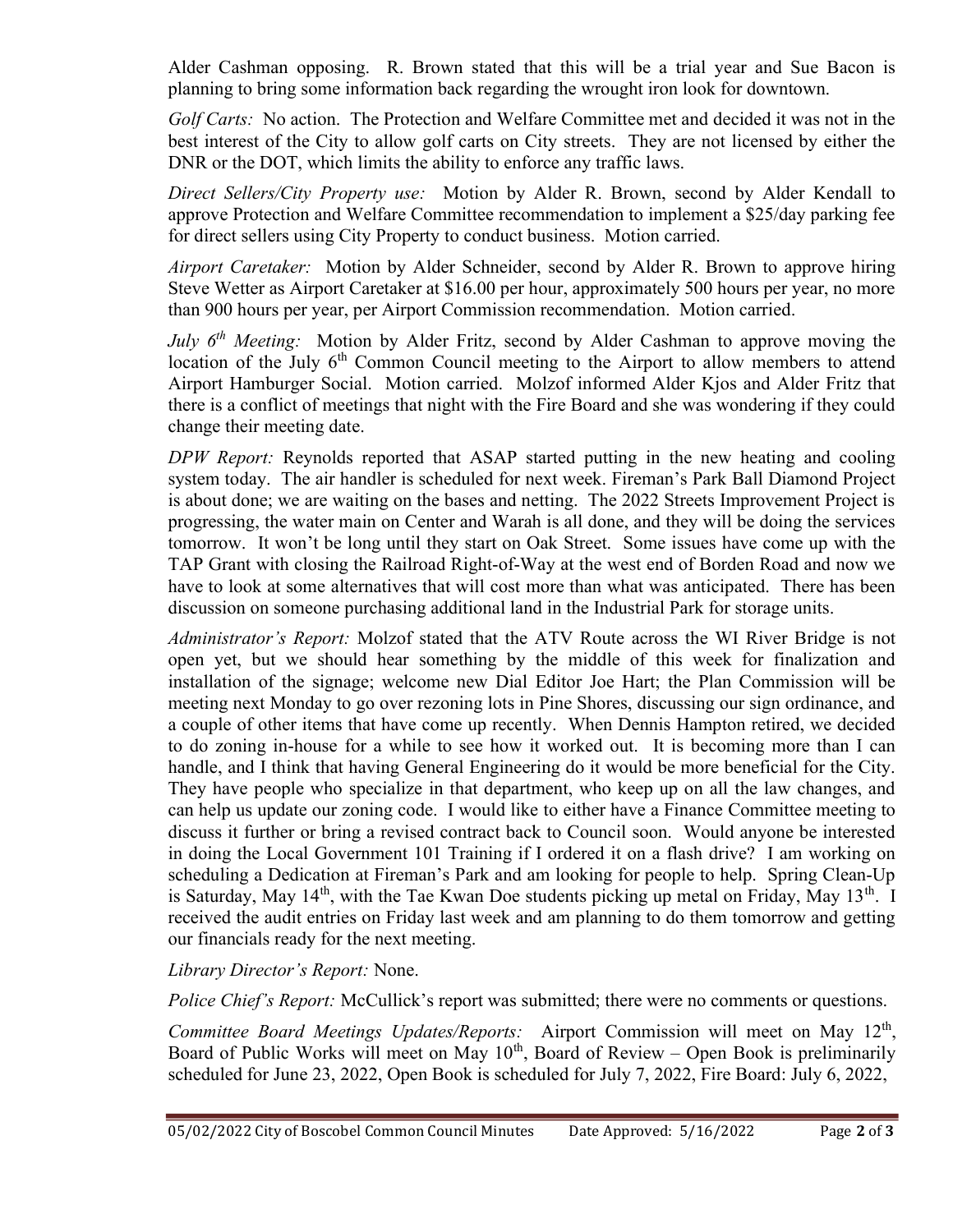Alder Cashman opposing. R. Brown stated that this will be a trial year and Sue Bacon is planning to bring some information back regarding the wrought iron look for downtown.

*Golf Carts:* No action. The Protection and Welfare Committee met and decided it was not in the best interest of the City to allow golf carts on City streets. They are not licensed by either the DNR or the DOT, which limits the ability to enforce any traffic laws.

*Direct Sellers/City Property use:* Motion by Alder R. Brown, second by Alder Kendall to approve Protection and Welfare Committee recommendation to implement a $25/day parking fee for direct sellers using City Property to conduct business. Motion carried.

*Airport Caretaker:* Motion by Alder Schneider, second by Alder R. Brown to approve hiring Steve Wetter as Airport Caretaker at $16.00 per hour, approximately 500 hours per year, no more than 900 hours per year, per Airport Commission recommendation. Motion carried.

*July 6th Meeting:* Motion by Alder Fritz, second by Alder Cashman to approve moving the location of the July 6th Common Council meeting to the Airport to allow members to attend Airport Hamburger Social. Motion carried. Molzof informed Alder Kjos and Alder Fritz that there is a conflict of meetings that night with the Fire Board and she was wondering if they could change their meeting date.

*DPW Report:* Reynolds reported that ASAP started putting in the new heating and cooling system today. The air handler is scheduled for next week. Fireman's Park Ball Diamond Project is about done; we are waiting on the bases and netting. The 2022 Streets Improvement Project is progressing, the water main on Center and Warah is all done, and they will be doing the services tomorrow. It won't be long until they start on Oak Street. Some issues have come up with the TAP Grant with closing the Railroad Right-of-Way at the west end of Borden Road and now we have to look at some alternatives that will cost more than what was anticipated. There has been discussion on someone purchasing additional land in the Industrial Park for storage units.

*Administrator's Report:* Molzof stated that the ATV Route across the WI River Bridge is not open yet, but we should hear something by the middle of this week for finalization and installation of the signage; welcome new Dial Editor Joe Hart; the Plan Commission will be meeting next Monday to go over rezoning lots in Pine Shores, discussing our sign ordinance, and a couple of other items that have come up recently. When Dennis Hampton retired, we decided to do zoning in-house for a while to see how it worked out. It is becoming more than I can handle, and I think that having General Engineering do it would be more beneficial for the City. They have people who specialize in that department, who keep up on all the law changes, and can help us update our zoning code. I would like to either have a Finance Committee meeting to discuss it further or bring a revised contract back to Council soon. Would anyone be interested in doing the Local Government 101 Training if I ordered it on a flash drive? I am working on scheduling a Dedication at Fireman's Park and am looking for people to help. Spring Clean-Up is Saturday, May 14th, with the Tae Kwan Doe students picking up metal on Friday, May 13th. I received the audit entries on Friday last week and am planning to do them tomorrow and getting our financials ready for the next meeting.

*Library Director's Report:* None.

*Police Chief's Report:* McCullick's report was submitted; there were no comments or questions.

*Committee Board Meetings Updates/Reports:* Airport Commission will meet on May 12th, Board of Public Works will meet on May 10th, Board of Review – Open Book is preliminarily scheduled for June 23, 2022, Open Book is scheduled for July 7, 2022, Fire Board: July 6, 2022,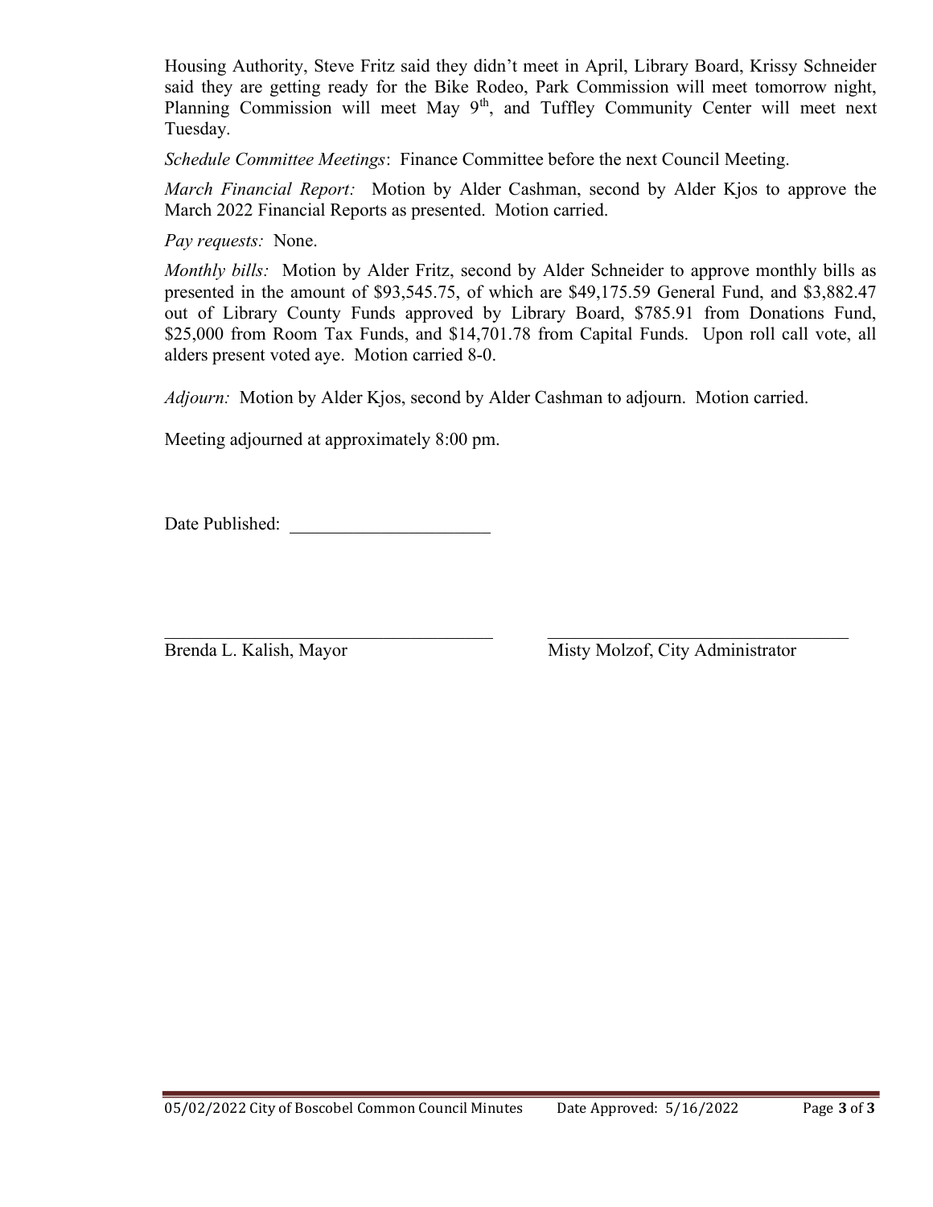Housing Authority, Steve Fritz said they didn't meet in April, Library Board, Krissy Schneider said they are getting ready for the Bike Rodeo, Park Commission will meet tomorrow night, Planning Commission will meet May 9th, and Tuffley Community Center will meet next Tuesday.

*Schedule Committee Meetings*: Finance Committee before the next Council Meeting.

*March Financial Report:* Motion by Alder Cashman, second by Alder Kjos to approve the March 2022 Financial Reports as presented. Motion carried.

*Pay requests:* None.

*Monthly bills:* Motion by Alder Fritz, second by Alder Schneider to approve monthly bills as presented in the amount of $93,545.75, of which are $49,175.59 General Fund, and $3,882.47 out of Library County Funds approved by Library Board, $785.91 from Donations Fund, $25,000 from Room Tax Funds, and $14,701.78 from Capital Funds. Upon roll call vote, all alders present voted aye. Motion carried 8-0.

*Adjourn:* Motion by Alder Kjos, second by Alder Cashman to adjourn. Motion carried.

Meeting adjourned at approximately 8:00 pm.

Date Published: ______________________

_____________________________________ _____________________________________
Brenda L. Kalish, Mayor Misty Molzof, City Administrator

05/02/2022 City of Boscobel Common Council Minutes Date Approved: 5/16/2022